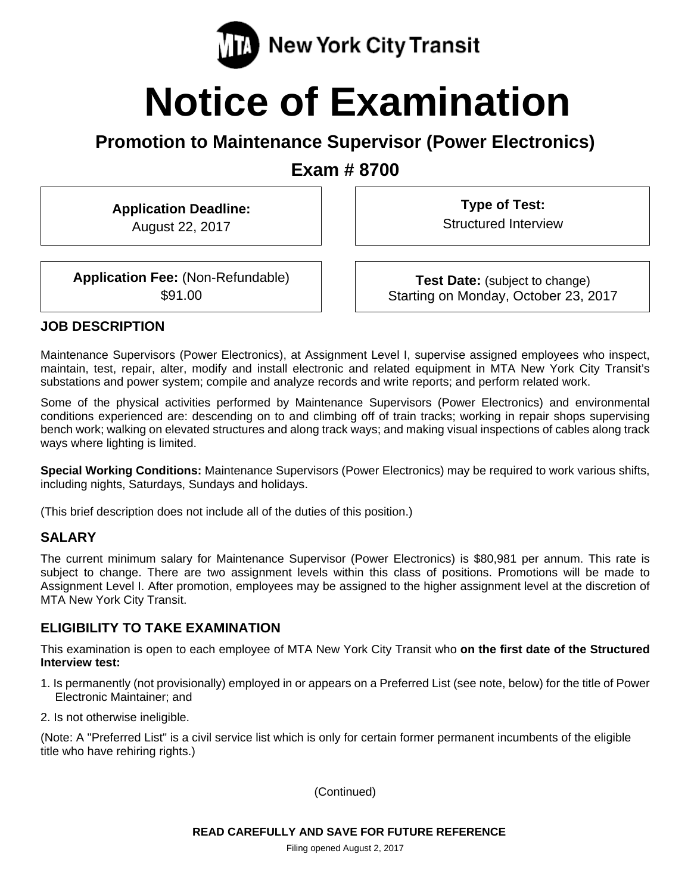MTA New York City Transit

# Notice of Examination

## Promotion to Maintenance Supervisor (Power Electronics)

## Exam # 8700

**Application Deadline:**
August 22, 2017

**Type of Test:**
Structured Interview

**Application Fee:** (Non-Refundable)
$91.00

**Test Date:** (subject to change)
Starting on Monday, October 23, 2017

### JOB DESCRIPTION

Maintenance Supervisors (Power Electronics), at Assignment Level I, supervise assigned employees who inspect, maintain, test, repair, alter, modify and install electronic and related equipment in MTA New York City Transit's substations and power system; compile and analyze records and write reports; and perform related work.

Some of the physical activities performed by Maintenance Supervisors (Power Electronics) and environmental conditions experienced are: descending on to and climbing off of train tracks; working in repair shops supervising bench work; walking on elevated structures and along track ways; and making visual inspections of cables along track ways where lighting is limited.

**Special Working Conditions:** Maintenance Supervisors (Power Electronics) may be required to work various shifts, including nights, Saturdays, Sundays and holidays.

(This brief description does not include all of the duties of this position.)

### SALARY

The current minimum salary for Maintenance Supervisor (Power Electronics) is $80,981 per annum. This rate is subject to change. There are two assignment levels within this class of positions. Promotions will be made to Assignment Level I. After promotion, employees may be assigned to the higher assignment level at the discretion of MTA New York City Transit.

### ELIGIBILITY TO TAKE EXAMINATION

This examination is open to each employee of MTA New York City Transit who **on the first date of the Structured Interview test:**

1. Is permanently (not provisionally) employed in or appears on a Preferred List (see note, below) for the title of Power Electronic Maintainer; and
2. Is not otherwise ineligible.

(Note: A "Preferred List" is a civil service list which is only for certain former permanent incumbents of the eligible title who have rehiring rights.)

(Continued)

**READ CAREFULLY AND SAVE FOR FUTURE REFERENCE**

Filing opened August 2, 2017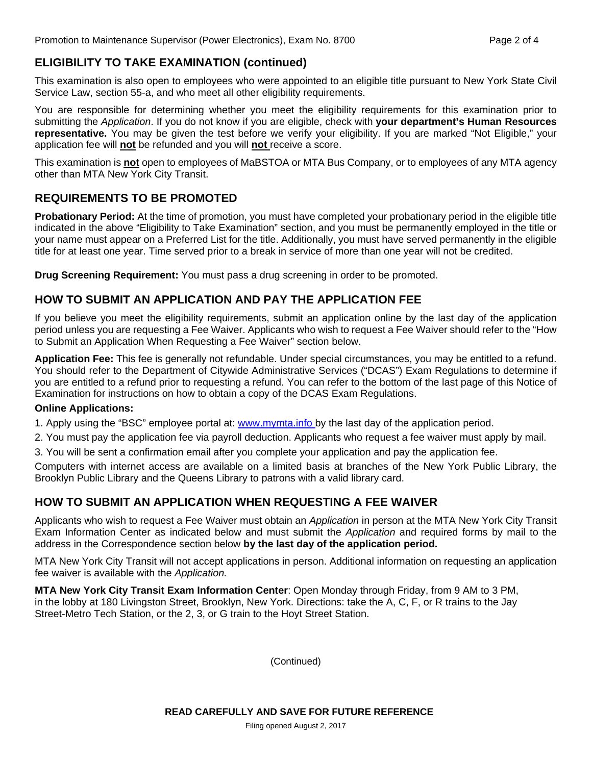## ELIGIBILITY TO TAKE EXAMINATION (continued)

This examination is also open to employees who were appointed to an eligible title pursuant to New York State Civil Service Law, section 55-a, and who meet all other eligibility requirements.

You are responsible for determining whether you meet the eligibility requirements for this examination prior to submitting the *Application*. If you do not know if you are eligible, check with **your department's Human Resources representative.** You may be given the test before we verify your eligibility. If you are marked "Not Eligible," your application fee will **not** be refunded and you will **not** receive a score.

This examination is **not** open to employees of MaBSTOA or MTA Bus Company, or to employees of any MTA agency other than MTA New York City Transit.

## REQUIREMENTS TO BE PROMOTED

**Probationary Period:** At the time of promotion, you must have completed your probationary period in the eligible title indicated in the above "Eligibility to Take Examination" section, and you must be permanently employed in the title or your name must appear on a Preferred List for the title. Additionally, you must have served permanently in the eligible title for at least one year. Time served prior to a break in service of more than one year will not be credited.

**Drug Screening Requirement:** You must pass a drug screening in order to be promoted.

## HOW TO SUBMIT AN APPLICATION AND PAY THE APPLICATION FEE

If you believe you meet the eligibility requirements, submit an application online by the last day of the application period unless you are requesting a Fee Waiver. Applicants who wish to request a Fee Waiver should refer to the "How to Submit an Application When Requesting a Fee Waiver" section below.

**Application Fee:** This fee is generally not refundable. Under special circumstances, you may be entitled to a refund. You should refer to the Department of Citywide Administrative Services ("DCAS") Exam Regulations to determine if you are entitled to a refund prior to requesting a refund. You can refer to the bottom of the last page of this Notice of Examination for instructions on how to obtain a copy of the DCAS Exam Regulations.

**Online Applications:**

1. Apply using the "BSC" employee portal at: www.mymta.info by the last day of the application period.
2. You must pay the application fee via payroll deduction. Applicants who request a fee waiver must apply by mail.
3. You will be sent a confirmation email after you complete your application and pay the application fee.

Computers with internet access are available on a limited basis at branches of the New York Public Library, the Brooklyn Public Library and the Queens Library to patrons with a valid library card.

## HOW TO SUBMIT AN APPLICATION WHEN REQUESTING A FEE WAIVER

Applicants who wish to request a Fee Waiver must obtain an *Application* in person at the MTA New York City Transit Exam Information Center as indicated below and must submit the *Application* and required forms by mail to the address in the Correspondence section below **by the last day of the application period.**

MTA New York City Transit will not accept applications in person. Additional information on requesting an application fee waiver is available with the *Application.*

**MTA New York City Transit Exam Information Center**: Open Monday through Friday, from 9 AM to 3 PM, in the lobby at 180 Livingston Street, Brooklyn, New York. Directions: take the A, C, F, or R trains to the Jay Street-Metro Tech Station, or the 2, 3, or G train to the Hoyt Street Station.

(Continued)

**READ CAREFULLY AND SAVE FOR FUTURE REFERENCE**

Filing opened August 2, 2017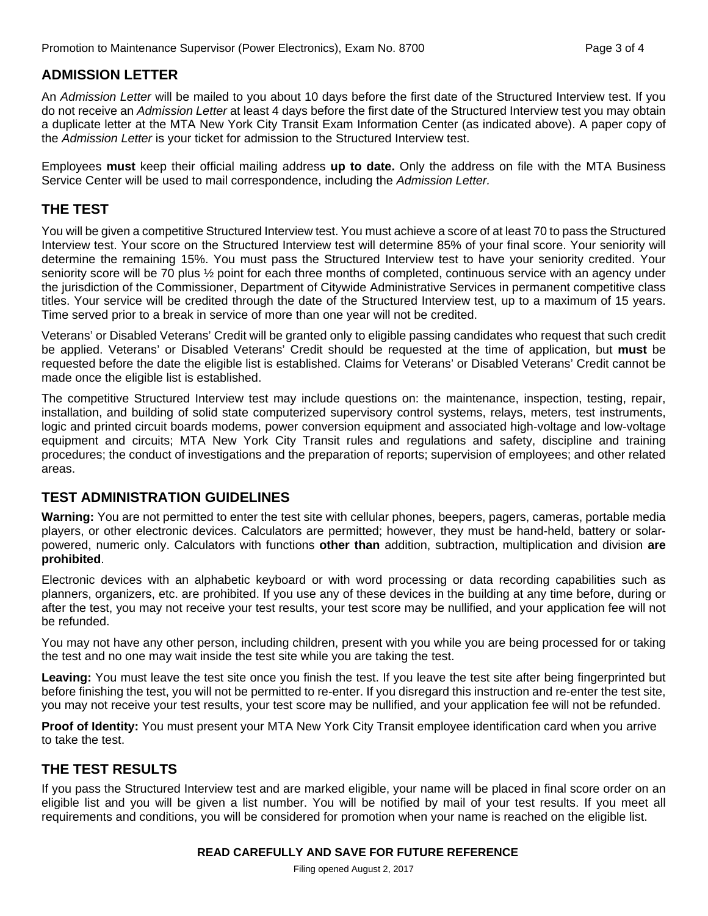## ADMISSION LETTER

An *Admission Letter* will be mailed to you about 10 days before the first date of the Structured Interview test. If you do not receive an *Admission Letter* at least 4 days before the first date of the Structured Interview test you may obtain a duplicate letter at the MTA New York City Transit Exam Information Center (as indicated above). A paper copy of the *Admission Letter* is your ticket for admission to the Structured Interview test.

Employees **must** keep their official mailing address **up to date.** Only the address on file with the MTA Business Service Center will be used to mail correspondence, including the *Admission Letter.*

## THE TEST

You will be given a competitive Structured Interview test. You must achieve a score of at least 70 to pass the Structured Interview test. Your score on the Structured Interview test will determine 85% of your final score. Your seniority will determine the remaining 15%. You must pass the Structured Interview test to have your seniority credited. Your seniority score will be 70 plus ½ point for each three months of completed, continuous service with an agency under the jurisdiction of the Commissioner, Department of Citywide Administrative Services in permanent competitive class titles. Your service will be credited through the date of the Structured Interview test, up to a maximum of 15 years. Time served prior to a break in service of more than one year will not be credited.

Veterans' or Disabled Veterans' Credit will be granted only to eligible passing candidates who request that such credit be applied. Veterans' or Disabled Veterans' Credit should be requested at the time of application, but **must** be requested before the date the eligible list is established. Claims for Veterans' or Disabled Veterans' Credit cannot be made once the eligible list is established.

The competitive Structured Interview test may include questions on: the maintenance, inspection, testing, repair, installation, and building of solid state computerized supervisory control systems, relays, meters, test instruments, logic and printed circuit boards modems, power conversion equipment and associated high-voltage and low-voltage equipment and circuits; MTA New York City Transit rules and regulations and safety, discipline and training procedures; the conduct of investigations and the preparation of reports; supervision of employees; and other related areas.

## TEST ADMINISTRATION GUIDELINES

**Warning:** You are not permitted to enter the test site with cellular phones, beepers, pagers, cameras, portable media players, or other electronic devices. Calculators are permitted; however, they must be hand-held, battery or solar-powered, numeric only. Calculators with functions **other than** addition, subtraction, multiplication and division **are prohibited**.

Electronic devices with an alphabetic keyboard or with word processing or data recording capabilities such as planners, organizers, etc. are prohibited. If you use any of these devices in the building at any time before, during or after the test, you may not receive your test results, your test score may be nullified, and your application fee will not be refunded.

You may not have any other person, including children, present with you while you are being processed for or taking the test and no one may wait inside the test site while you are taking the test.

**Leaving:** You must leave the test site once you finish the test. If you leave the test site after being fingerprinted but before finishing the test, you will not be permitted to re-enter. If you disregard this instruction and re-enter the test site, you may not receive your test results, your test score may be nullified, and your application fee will not be refunded.

**Proof of Identity:** You must present your MTA New York City Transit employee identification card when you arrive to take the test.

## THE TEST RESULTS

If you pass the Structured Interview test and are marked eligible, your name will be placed in final score order on an eligible list and you will be given a list number. You will be notified by mail of your test results. If you meet all requirements and conditions, you will be considered for promotion when your name is reached on the eligible list.

**READ CAREFULLY AND SAVE FOR FUTURE REFERENCE**

Filing opened August 2, 2017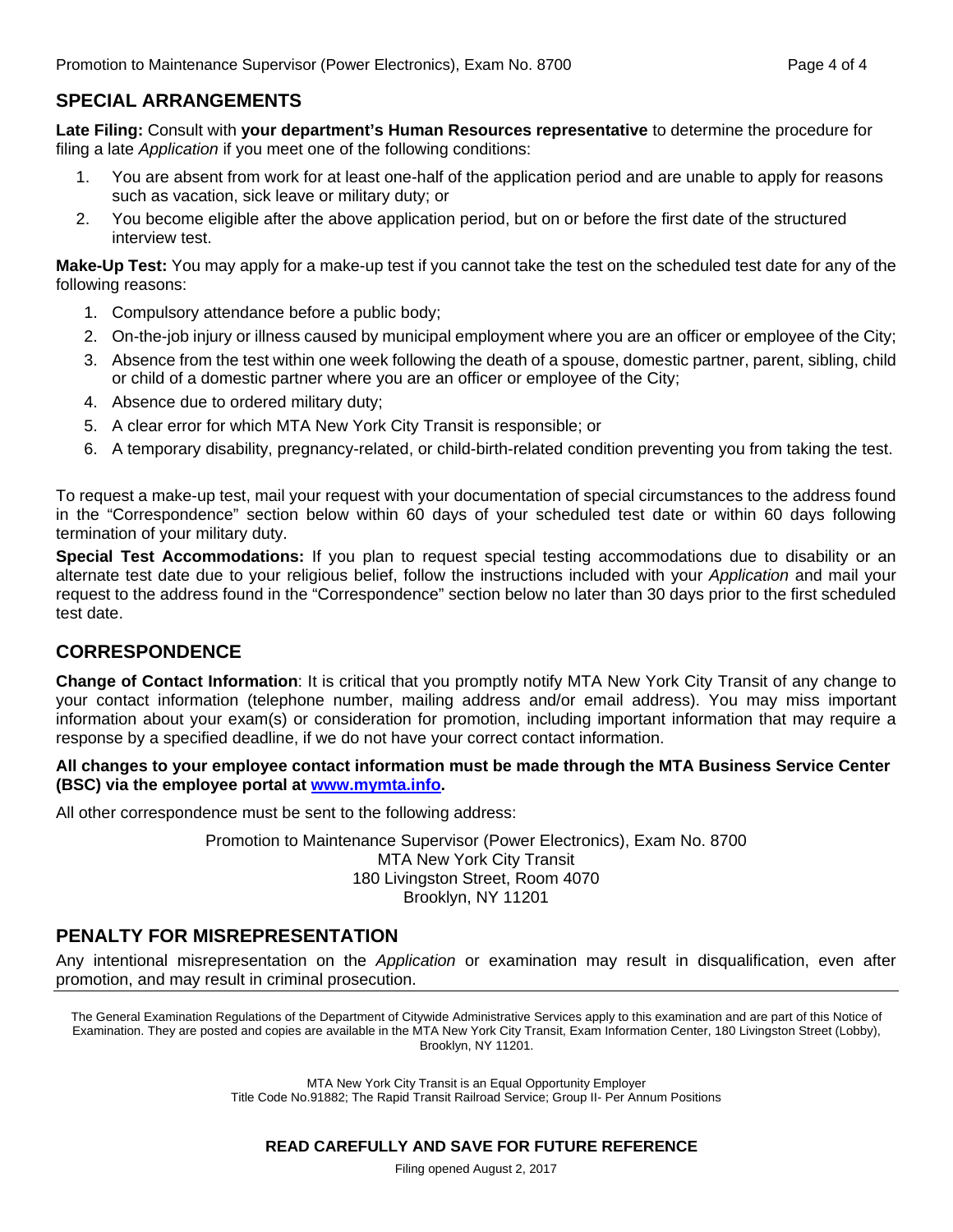## SPECIAL ARRANGEMENTS

**Late Filing:** Consult with **your department's Human Resources representative** to determine the procedure for filing a late *Application* if you meet one of the following conditions:

1. You are absent from work for at least one-half of the application period and are unable to apply for reasons such as vacation, sick leave or military duty; or
2. You become eligible after the above application period, but on or before the first date of the structured interview test.

**Make-Up Test:** You may apply for a make-up test if you cannot take the test on the scheduled test date for any of the following reasons:

1. Compulsory attendance before a public body;
2. On-the-job injury or illness caused by municipal employment where you are an officer or employee of the City;
3. Absence from the test within one week following the death of a spouse, domestic partner, parent, sibling, child or child of a domestic partner where you are an officer or employee of the City;
4. Absence due to ordered military duty;
5. A clear error for which MTA New York City Transit is responsible; or
6. A temporary disability, pregnancy-related, or child-birth-related condition preventing you from taking the test.

To request a make-up test, mail your request with your documentation of special circumstances to the address found in the "Correspondence" section below within 60 days of your scheduled test date or within 60 days following termination of your military duty.

**Special Test Accommodations:** If you plan to request special testing accommodations due to disability or an alternate test date due to your religious belief, follow the instructions included with your *Application* and mail your request to the address found in the "Correspondence" section below no later than 30 days prior to the first scheduled test date.

## CORRESPONDENCE

**Change of Contact Information**: It is critical that you promptly notify MTA New York City Transit of any change to your contact information (telephone number, mailing address and/or email address). You may miss important information about your exam(s) or consideration for promotion, including important information that may require a response by a specified deadline, if we do not have your correct contact information.

**All changes to your employee contact information must be made through the MTA Business Service Center (BSC) via the employee portal at www.mymta.info.**

All other correspondence must be sent to the following address:

Promotion to Maintenance Supervisor (Power Electronics), Exam No. 8700
MTA New York City Transit
180 Livingston Street, Room 4070
Brooklyn, NY 11201

## PENALTY FOR MISREPRESENTATION

Any intentional misrepresentation on the *Application* or examination may result in disqualification, even after promotion, and may result in criminal prosecution.

The General Examination Regulations of the Department of Citywide Administrative Services apply to this examination and are part of this Notice of Examination. They are posted and copies are available in the MTA New York City Transit, Exam Information Center, 180 Livingston Street (Lobby), Brooklyn, NY 11201.

MTA New York City Transit is an Equal Opportunity Employer
Title Code No.91882; The Rapid Transit Railroad Service; Group II- Per Annum Positions

**READ CAREFULLY AND SAVE FOR FUTURE REFERENCE**

Filing opened August 2, 2017